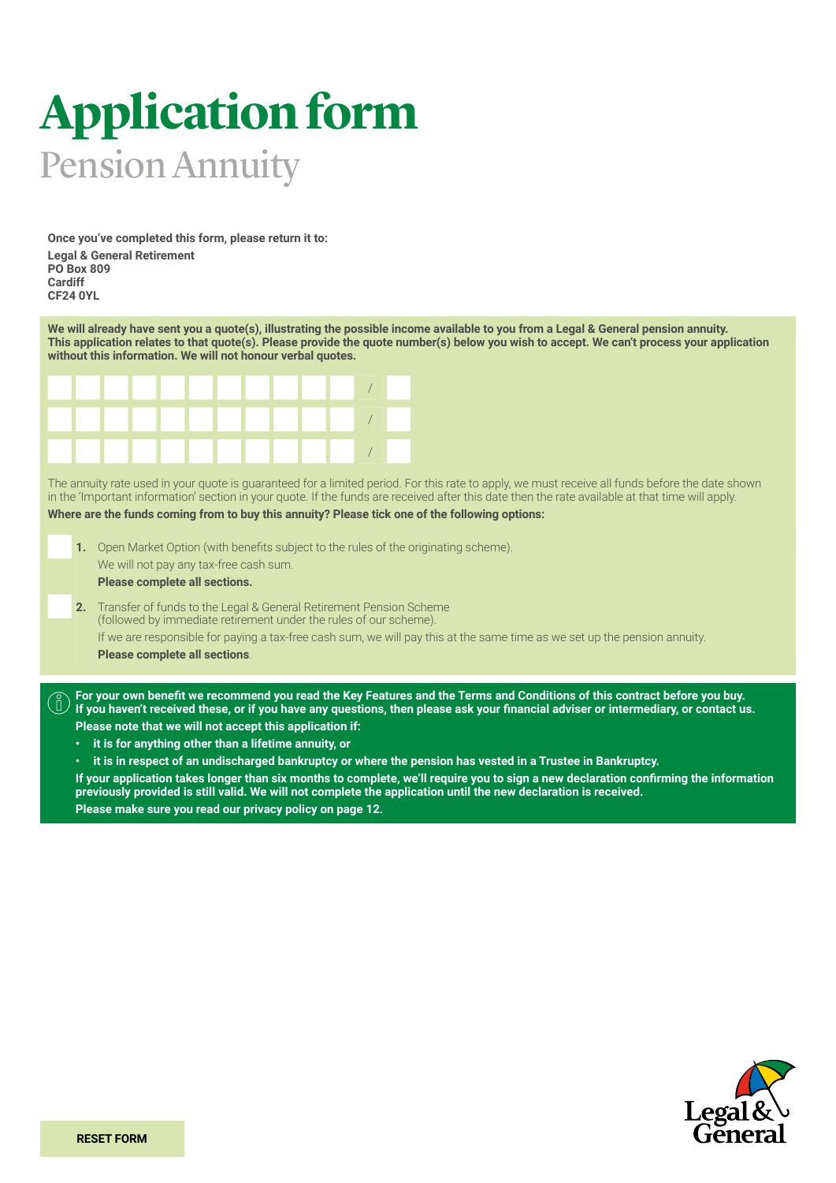# Application form

## Pension Annuity

**Once you've completed this form, please return it to:**

**Legal & General Retirement**
**PO Box 809**
**Cardiff**
**CF24 0YL**

**We will already have sent you a quote(s), illustrating the possible income available to you from a Legal & General pension annuity. This application relates to that quote(s). Please provide the quote number(s) below you wish to accept. We can't process your application without this information. We will not honour verbal quotes.**

| | | | | | | | | | | | | |
|---|---|---|---|---|---|---|---|---|---|---|---|---|
| | | | | | | | | | | | / | |
| | | | | | | | | | | | / | |
| | | | | | | | | | | | / | |

The annuity rate used in your quote is guaranteed for a limited period. For this rate to apply, we must receive all funds before the date shown in the 'Important information' section in your quote. If the funds are received after this date then the rate available at that time will apply.

**Where are the funds coming from to buy this annuity? Please tick one of the following options:**

☐ **1.** Open Market Option (with benefits subject to the rules of the originating scheme).
We will not pay any tax-free cash sum.
**Please complete all sections.**

☐ **2.** Transfer of funds to the Legal & General Retirement Pension Scheme
(followed by immediate retirement under the rules of our scheme).
If we are responsible for paying a tax-free cash sum, we will pay this at the same time as we set up the pension annuity.
**Please complete all sections**.

**For your own benefit we recommend you read the Key Features and the Terms and Conditions of this contract before you buy. If you haven't received these, or if you have any questions, then please ask your financial adviser or intermediary, or contact us.**

**Please note that we will not accept this application if:**

- **it is for anything other than a lifetime annuity, or**
- **it is in respect of an undischarged bankruptcy or where the pension has vested in a Trustee in Bankruptcy.**

**If your application takes longer than six months to complete, we'll require you to sign a new declaration confirming the information previously provided is still valid. We will not complete the application until the new declaration is received.**

**Please make sure you read our privacy policy on page 12.**

**RESET FORM**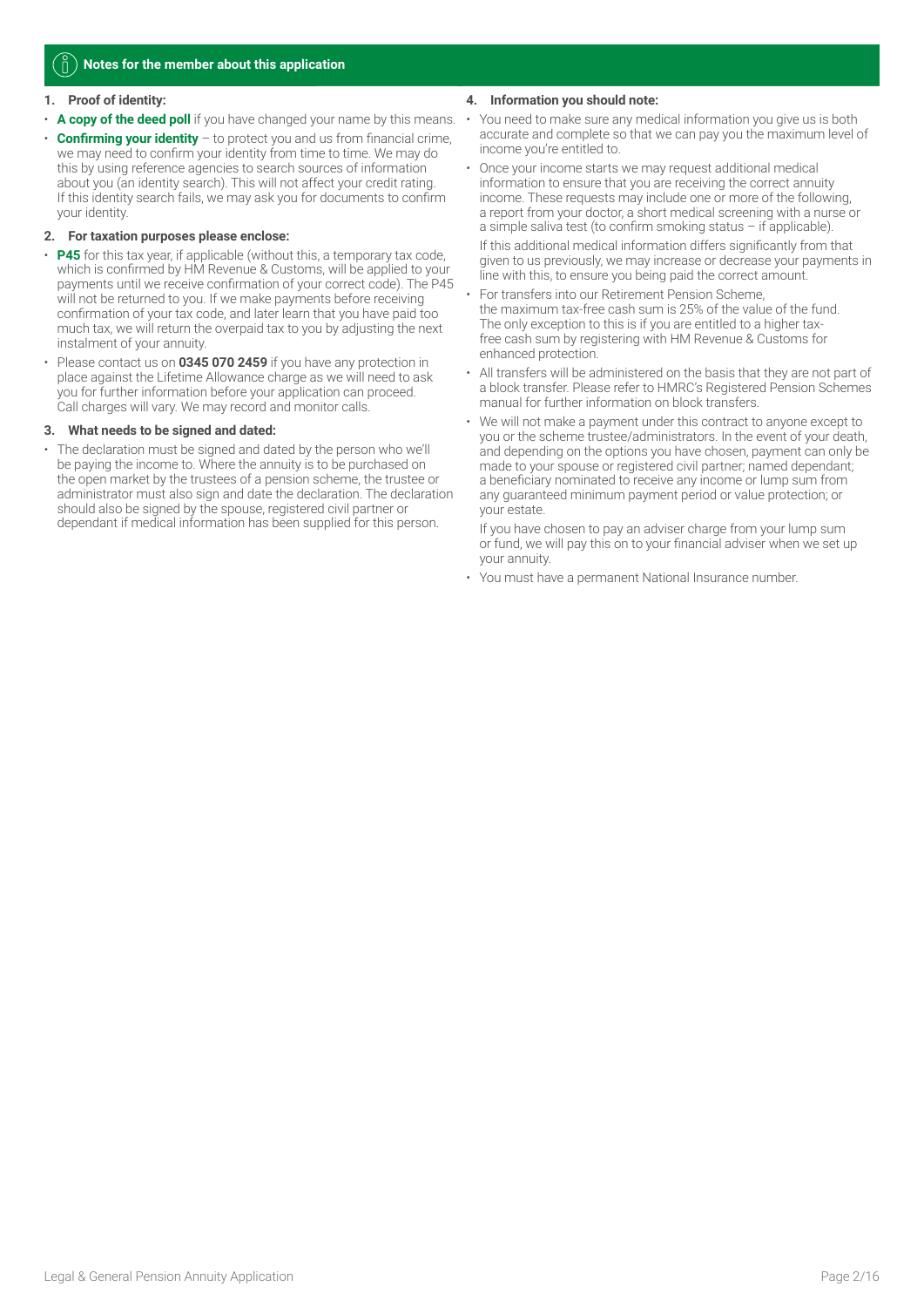## Notes for the member about this application

### 1. Proof of identity:

- **A copy of the deed poll** if you have changed your name by this means.
- **Confirming your identity** – to protect you and us from financial crime, we may need to confirm your identity from time to time. We may do this by using reference agencies to search sources of information about you (an identity search). This will not affect your credit rating. If this identity search fails, we may ask you for documents to confirm your identity.

### 2. For taxation purposes please enclose:

- **P45** for this tax year, if applicable (without this, a temporary tax code, which is confirmed by HM Revenue & Customs, will be applied to your payments until we receive confirmation of your correct code). The P45 will not be returned to you. If we make payments before receiving confirmation of your tax code, and later learn that you have paid too much tax, we will return the overpaid tax to you by adjusting the next instalment of your annuity.
- Please contact us on **0345 070 2459** if you have any protection in place against the Lifetime Allowance charge as we will need to ask you for further information before your application can proceed. Call charges will vary. We may record and monitor calls.

### 3. What needs to be signed and dated:

- The declaration must be signed and dated by the person who we'll be paying the income to. Where the annuity is to be purchased on the open market by the trustees of a pension scheme, the trustee or administrator must also sign and date the declaration. The declaration should also be signed by the spouse, registered civil partner or dependant if medical information has been supplied for this person.

### 4. Information you should note:

- You need to make sure any medical information you give us is both accurate and complete so that we can pay you the maximum level of income you're entitled to.
- Once your income starts we may request additional medical information to ensure that you are receiving the correct annuity income. These requests may include one or more of the following, a report from your doctor, a short medical screening with a nurse or a simple saliva test (to confirm smoking status – if applicable).

  If this additional medical information differs significantly from that given to us previously, we may increase or decrease your payments in line with this, to ensure you being paid the correct amount.
- For transfers into our Retirement Pension Scheme, the maximum tax-free cash sum is 25% of the value of the fund. The only exception to this is if you are entitled to a higher tax-free cash sum by registering with HM Revenue & Customs for enhanced protection.
- All transfers will be administered on the basis that they are not part of a block transfer. Please refer to HMRC's Registered Pension Schemes manual for further information on block transfers.
- We will not make a payment under this contract to anyone except to you or the scheme trustee/administrators. In the event of your death, and depending on the options you have chosen, payment can only be made to your spouse or registered civil partner; named dependant; a beneficiary nominated to receive any income or lump sum from any guaranteed minimum payment period or value protection; or your estate.

  If you have chosen to pay an adviser charge from your lump sum or fund, we will pay this on to your financial adviser when we set up your annuity.
- You must have a permanent National Insurance number.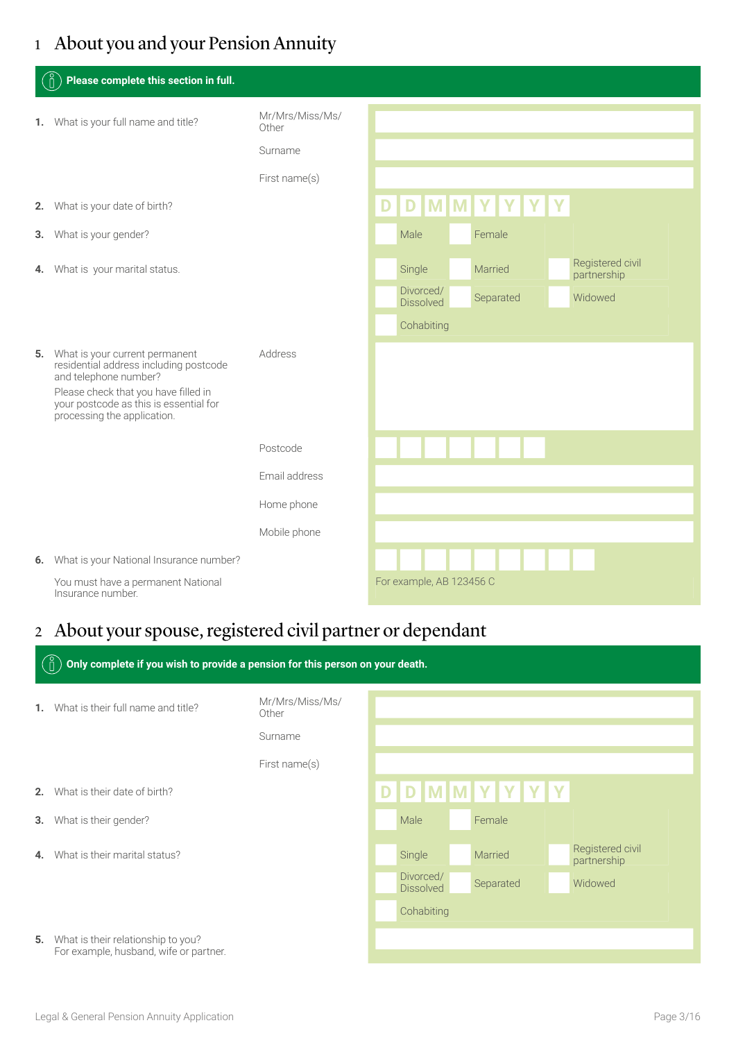## 1 About you and your Pension Annuity

**Please complete this section in full.**

**1.** What is your full name and title?

Mr/Mrs/Miss/Ms/Other

Surname

First name(s)

**2.** What is your date of birth?

D D M M Y Y Y Y

**3.** What is your gender?

- Male
- Female

**4.** What is your marital status.

- Single
- Married
- Registered civil partnership
- Divorced/Dissolved
- Separated
- Widowed
- Cohabiting

**5.** What is your current permanent residential address including postcode and telephone number?

Please check that you have filled in your postcode as this is essential for processing the application.

Address

Postcode

Email address

Home phone

Mobile phone

**6.** What is your National Insurance number?

You must have a permanent National Insurance number.

For example, AB 123456 C

## 2 About your spouse, registered civil partner or dependant

**Only complete if you wish to provide a pension for this person on your death.**

**1.** What is their full name and title?

Mr/Mrs/Miss/Ms/Other

Surname

First name(s)

**2.** What is their date of birth?

D D M M Y Y Y Y

**3.** What is their gender?

- Male
- Female

**4.** What is their marital status?

- Single
- Married
- Registered civil partnership
- Divorced/Dissolved
- Separated
- Widowed
- Cohabiting

**5.** What is their relationship to you?
For example, husband, wife or partner.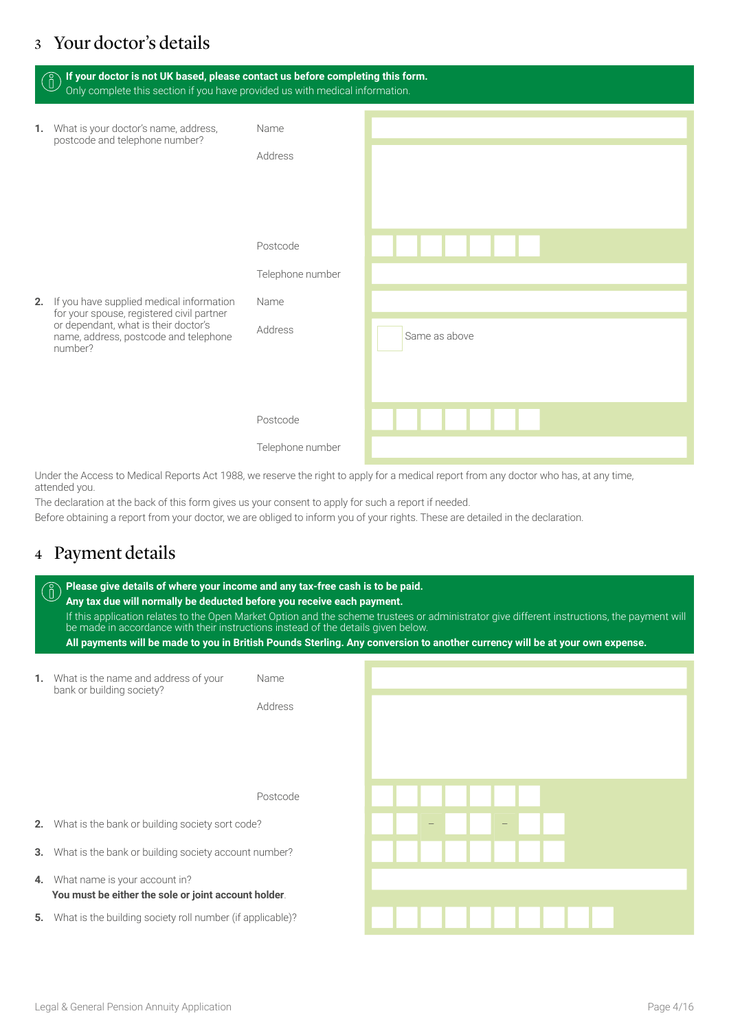## 3 Your doctor's details

> **If your doctor is not UK based, please contact us before completing this form.**
> Only complete this section if you have provided us with medical information.

**1.** What is your doctor's name, address, postcode and telephone number?

- Name
- Address
- Postcode
- Telephone number

**2.** If you have supplied medical information for your spouse, registered civil partner or dependant, what is their doctor's name, address, postcode and telephone number?

- Name
- Address ☐ Same as above
- Postcode
- Telephone number

Under the Access to Medical Reports Act 1988, we reserve the right to apply for a medical report from any doctor who has, at any time, attended you.

The declaration at the back of this form gives us your consent to apply for such a report if needed.

Before obtaining a report from your doctor, we are obliged to inform you of your rights. These are detailed in the declaration.

## 4 Payment details

> **Please give details of where your income and any tax-free cash is to be paid.**
> **Any tax due will normally be deducted before you receive each payment.**
> If this application relates to the Open Market Option and the scheme trustees or administrator give different instructions, the payment will be made in accordance with their instructions instead of the details given below.
> **All payments will be made to you in British Pounds Sterling. Any conversion to another currency will be at your own expense.**

**1.** What is the name and address of your bank or building society?

- Name
- Address
- Postcode

**2.** What is the bank or building society sort code? _ _ – _ _ – _ _

**3.** What is the bank or building society account number?

**4.** What name is your account in?
**You must be either the sole or joint account holder**.

**5.** What is the building society roll number (if applicable)?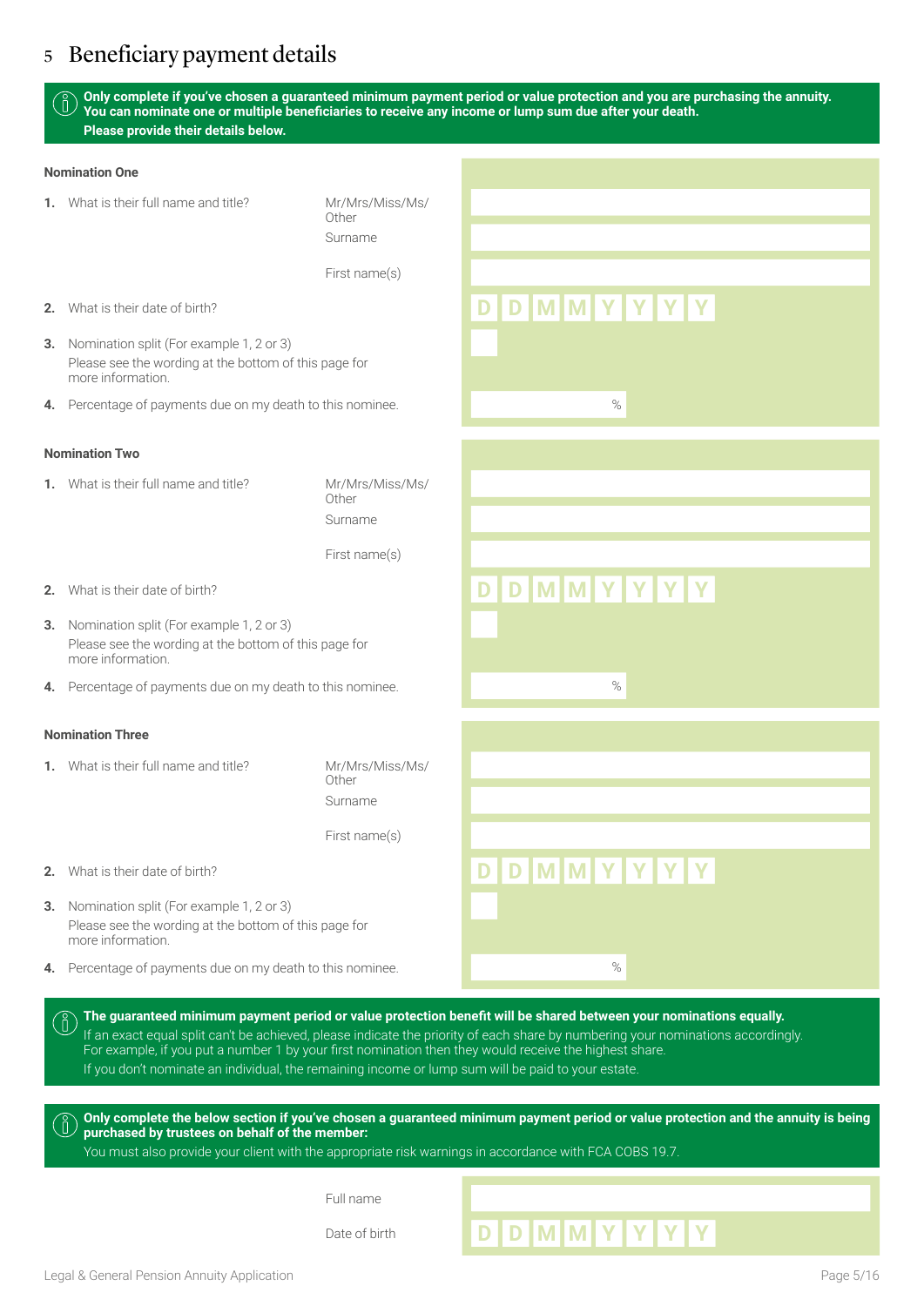## 5 Beneficiary payment details

**Only complete if you've chosen a guaranteed minimum payment period or value protection and you are purchasing the annuity. You can nominate one or multiple beneficiaries to receive any income or lump sum due after your death. Please provide their details below.**

**Nomination One**

1. What is their full name and title?

| | |
|---|---|
| Mr/Mrs/Miss/Ms/Other | |
| Surname | |
| First name(s) | |

2. What is their date of birth? D D M M Y Y Y Y

3. Nomination split (For example 1, 2 or 3)
   Please see the wording at the bottom of this page for more information.

4. Percentage of payments due on my death to this nominee. %

**Nomination Two**

1. What is their full name and title?

| | |
|---|---|
| Mr/Mrs/Miss/Ms/Other | |
| Surname | |
| First name(s) | |

2. What is their date of birth? D D M M Y Y Y Y

3. Nomination split (For example 1, 2 or 3)
   Please see the wording at the bottom of this page for more information.

4. Percentage of payments due on my death to this nominee. %

**Nomination Three**

1. What is their full name and title?

| | |
|---|---|
| Mr/Mrs/Miss/Ms/Other | |
| Surname | |
| First name(s) | |

2. What is their date of birth? D D M M Y Y Y Y

3. Nomination split (For example 1, 2 or 3)
   Please see the wording at the bottom of this page for more information.

4. Percentage of payments due on my death to this nominee. %

**The guaranteed minimum payment period or value protection benefit will be shared between your nominations equally.**
If an exact equal split can't be achieved, please indicate the priority of each share by numbering your nominations accordingly. For example, if you put a number 1 by your first nomination then they would receive the highest share.
If you don't nominate an individual, the remaining income or lump sum will be paid to your estate.

**Only complete the below section if you've chosen a guaranteed minimum payment period or value protection and the annuity is being purchased by trustees on behalf of the member:**
You must also provide your client with the appropriate risk warnings in accordance with FCA COBS 19.7.

| | |
|---|---|
| Full name | |
| Date of birth | D D M M Y Y Y Y |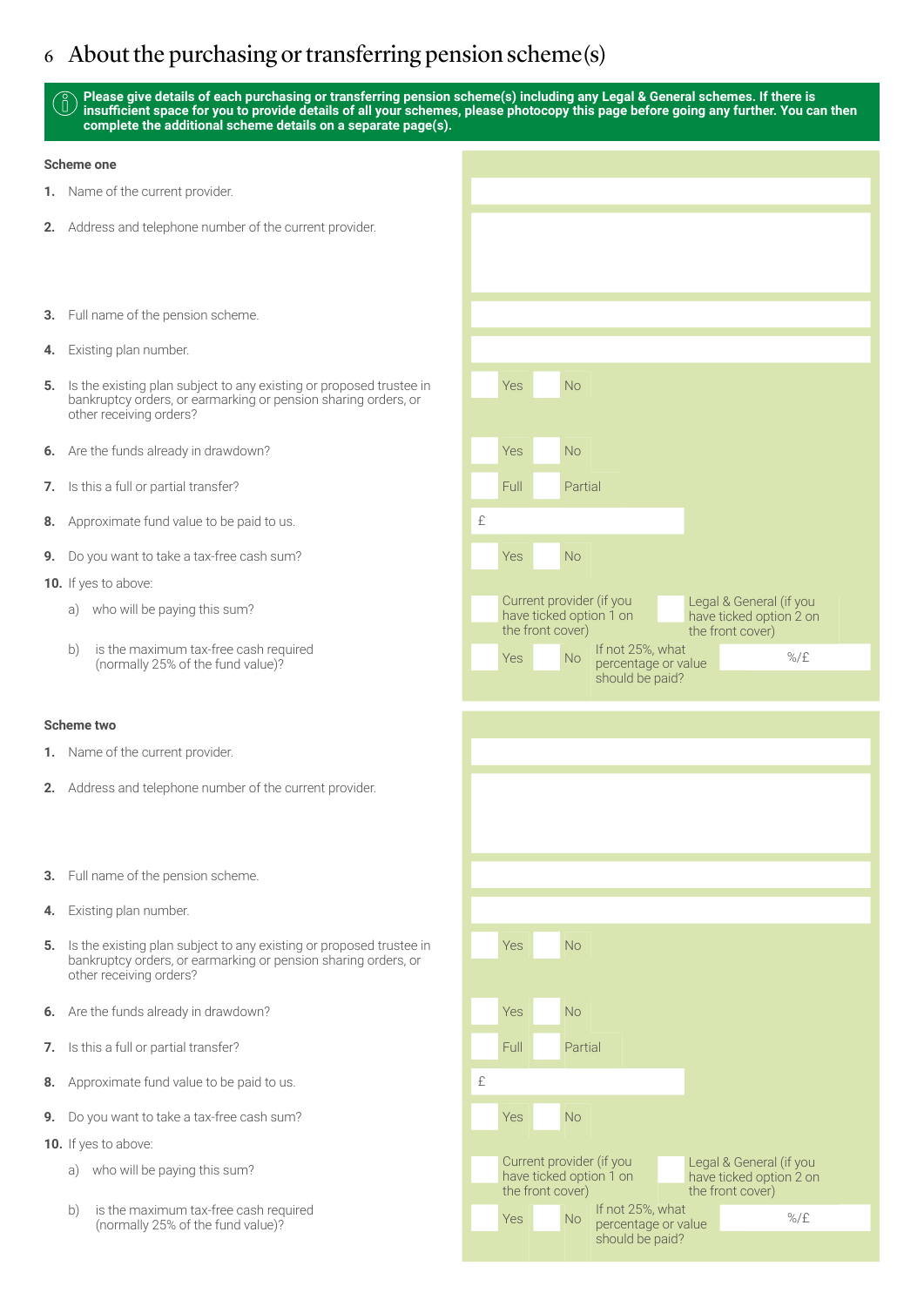# 6 About the purchasing or transferring pension scheme(s)

**Please give details of each purchasing or transferring pension scheme(s) including any Legal & General schemes. If there is insufficient space for you to provide details of all your schemes, please photocopy this page before going any further. You can then complete the additional scheme details on a separate page(s).**

### Scheme one

1. Name of the current provider.
2. Address and telephone number of the current provider.
3. Full name of the pension scheme.
4. Existing plan number.
5. Is the existing plan subject to any existing or proposed trustee in bankruptcy orders, or earmarking or pension sharing orders, or other receiving orders? ☐ Yes ☐ No
6. Are the funds already in drawdown? ☐ Yes ☐ No
7. Is this a full or partial transfer? ☐ Full ☐ Partial
8. Approximate fund value to be paid to us. £
9. Do you want to take a tax-free cash sum? ☐ Yes ☐ No
10. If yes to above:
    a) who will be paying this sum? ☐ Current provider (if you have ticked option 1 on the front cover) ☐ Legal & General (if you have ticked option 2 on the front cover)
    b) is the maximum tax-free cash required (normally 25% of the fund value)? ☐ Yes ☐ No If not 25%, what percentage or value should be paid? %/£

### Scheme two

1. Name of the current provider.
2. Address and telephone number of the current provider.
3. Full name of the pension scheme.
4. Existing plan number.
5. Is the existing plan subject to any existing or proposed trustee in bankruptcy orders, or earmarking or pension sharing orders, or other receiving orders? ☐ Yes ☐ No
6. Are the funds already in drawdown? ☐ Yes ☐ No
7. Is this a full or partial transfer? ☐ Full ☐ Partial
8. Approximate fund value to be paid to us. £
9. Do you want to take a tax-free cash sum? ☐ Yes ☐ No
10. If yes to above:
    a) who will be paying this sum? ☐ Current provider (if you have ticked option 1 on the front cover) ☐ Legal & General (if you have ticked option 2 on the front cover)
    b) is the maximum tax-free cash required (normally 25% of the fund value)? ☐ Yes ☐ No If not 25%, what percentage or value should be paid? %/£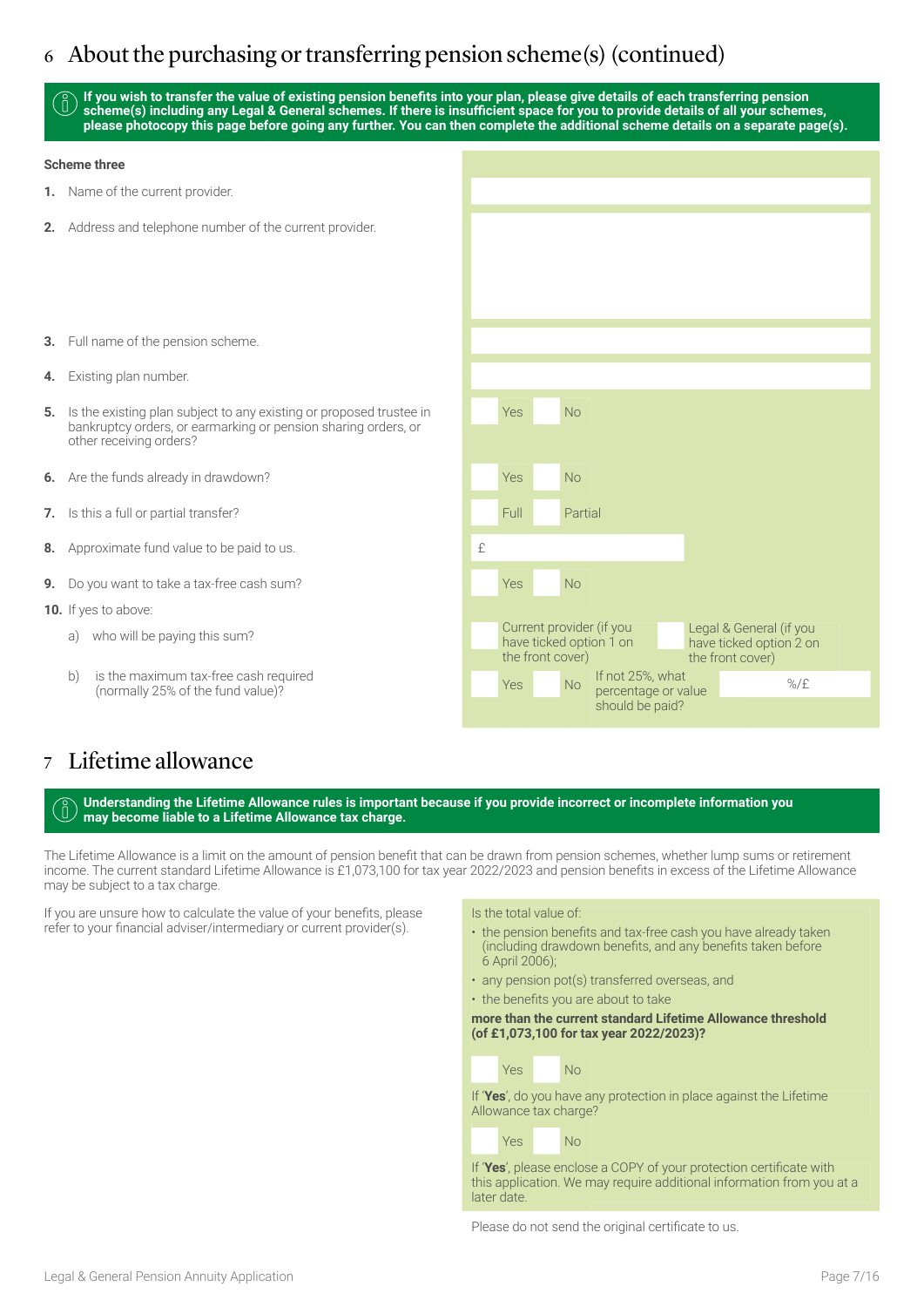# 6 About the purchasing or transferring pension scheme(s) (continued)

**If you wish to transfer the value of existing pension benefits into your plan, please give details of each transferring pension scheme(s) including any Legal & General schemes. If there is insufficient space for you to provide details of all your schemes, please photocopy this page before going any further. You can then complete the additional scheme details on a separate page(s).**

**Scheme three**

1. Name of the current provider.
2. Address and telephone number of the current provider.
3. Full name of the pension scheme.
4. Existing plan number.
5. Is the existing plan subject to any existing or proposed trustee in bankruptcy orders, or earmarking or pension sharing orders, or other receiving orders? Yes / No
6. Are the funds already in drawdown? Yes / No
7. Is this a full or partial transfer? Full / Partial
8. Approximate fund value to be paid to us. £
9. Do you want to take a tax-free cash sum? Yes / No
10. If yes to above:
    a) who will be paying this sum? Current provider (if you have ticked option 1 on the front cover) / Legal & General (if you have ticked option 2 on the front cover)
    b) is the maximum tax-free cash required (normally 25% of the fund value)? Yes / No — If not 25%, what percentage or value should be paid? %/£

# 7 Lifetime allowance

**Understanding the Lifetime Allowance rules is important because if you provide incorrect or incomplete information you may become liable to a Lifetime Allowance tax charge.**

The Lifetime Allowance is a limit on the amount of pension benefit that can be drawn from pension schemes, whether lump sums or retirement income. The current standard Lifetime Allowance is £1,073,100 for tax year 2022/2023 and pension benefits in excess of the Lifetime Allowance may be subject to a tax charge.

If you are unsure how to calculate the value of your benefits, please refer to your financial adviser/intermediary or current provider(s).

Is the total value of:

- the pension benefits and tax-free cash you have already taken (including drawdown benefits, and any benefits taken before 6 April 2006);
- any pension pot(s) transferred overseas, and
- the benefits you are about to take

**more than the current standard Lifetime Allowance threshold (of £1,073,100 for tax year 2022/2023)?**

Yes / No

If '**Yes**', do you have any protection in place against the Lifetime Allowance tax charge?

Yes / No

If '**Yes**', please enclose a COPY of your protection certificate with this application. We may require additional information from you at a later date.

Please do not send the original certificate to us.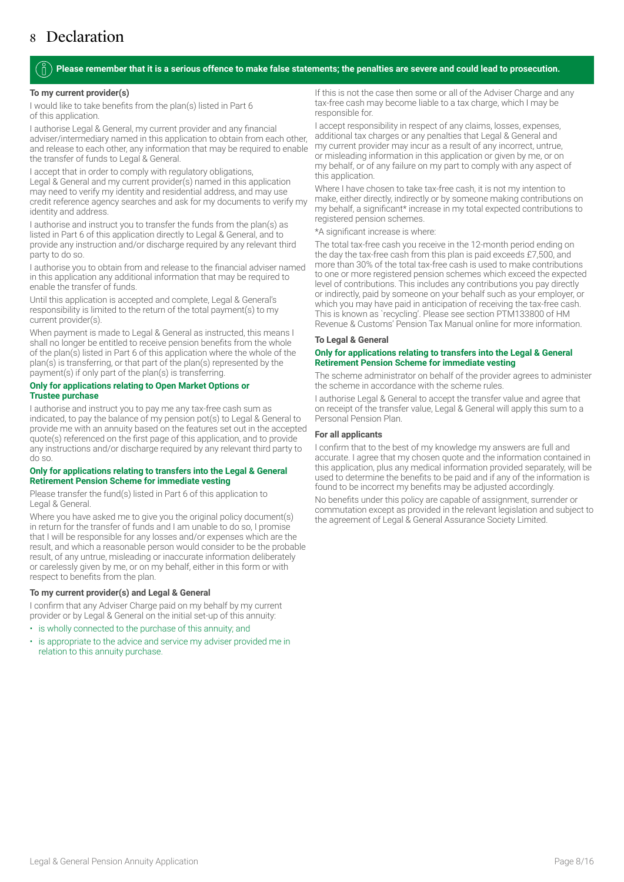# 8 Declaration

**Please remember that it is a serious offence to make false statements; the penalties are severe and could lead to prosecution.**

**To my current provider(s)**

I would like to take benefits from the plan(s) listed in Part 6 of this application.

I authorise Legal & General, my current provider and any financial adviser/intermediary named in this application to obtain from each other, and release to each other, any information that may be required to enable the transfer of funds to Legal & General.

I accept that in order to comply with regulatory obligations, Legal & General and my current provider(s) named in this application may need to verify my identity and residential address, and may use credit reference agency searches and ask for my documents to verify my identity and address.

I authorise and instruct you to transfer the funds from the plan(s) as listed in Part 6 of this application directly to Legal & General, and to provide any instruction and/or discharge required by any relevant third party to do so.

I authorise you to obtain from and release to the financial adviser named in this application any additional information that may be required to enable the transfer of funds.

Until this application is accepted and complete, Legal & General's responsibility is limited to the return of the total payment(s) to my current provider(s).

When payment is made to Legal & General as instructed, this means I shall no longer be entitled to receive pension benefits from the whole of the plan(s) listed in Part 6 of this application where the whole of the plan(s) is transferring, or that part of the plan(s) represented by the payment(s) if only part of the plan(s) is transferring.

**Only for applications relating to Open Market Options or Trustee purchase**

I authorise and instruct you to pay me any tax-free cash sum as indicated, to pay the balance of my pension pot(s) to Legal & General to provide me with an annuity based on the features set out in the accepted quote(s) referenced on the first page of this application, and to provide any instructions and/or discharge required by any relevant third party to do so.

**Only for applications relating to transfers into the Legal & General Retirement Pension Scheme for immediate vesting**

Please transfer the fund(s) listed in Part 6 of this application to Legal & General.

Where you have asked me to give you the original policy document(s) in return for the transfer of funds and I am unable to do so, I promise that I will be responsible for any losses and/or expenses which are the result, and which a reasonable person would consider to be the probable result, of any untrue, misleading or inaccurate information deliberately or carelessly given by me, or on my behalf, either in this form or with respect to benefits from the plan.

**To my current provider(s) and Legal & General**

I confirm that any Adviser Charge paid on my behalf by my current provider or by Legal & General on the initial set-up of this annuity:

- is wholly connected to the purchase of this annuity; and
- is appropriate to the advice and service my adviser provided me in relation to this annuity purchase.

If this is not the case then some or all of the Adviser Charge and any tax-free cash may become liable to a tax charge, which I may be responsible for.

I accept responsibility in respect of any claims, losses, expenses, additional tax charges or any penalties that Legal & General and my current provider may incur as a result of any incorrect, untrue, or misleading information in this application or given by me, or on my behalf, or of any failure on my part to comply with any aspect of this application.

Where I have chosen to take tax-free cash, it is not my intention to make, either directly, indirectly or by someone making contributions on my behalf, a significant* increase in my total expected contributions to registered pension schemes.

*A significant increase is where:

The total tax-free cash you receive in the 12-month period ending on the day the tax-free cash from this plan is paid exceeds £7,500, and more than 30% of the total tax-free cash is used to make contributions to one or more registered pension schemes which exceed the expected level of contributions. This includes any contributions you pay directly or indirectly, paid by someone on your behalf such as your employer, or which you may have paid in anticipation of receiving the tax-free cash. This is known as `recycling'. Please see section PTM133800 of HM Revenue & Customs' Pension Tax Manual online for more information.

**To Legal & General**

**Only for applications relating to transfers into the Legal & General Retirement Pension Scheme for immediate vesting**

The scheme administrator on behalf of the provider agrees to administer the scheme in accordance with the scheme rules.

I authorise Legal & General to accept the transfer value and agree that on receipt of the transfer value, Legal & General will apply this sum to a Personal Pension Plan.

**For all applicants**

I confirm that to the best of my knowledge my answers are full and accurate. I agree that my chosen quote and the information contained in this application, plus any medical information provided separately, will be used to determine the benefits to be paid and if any of the information is found to be incorrect my benefits may be adjusted accordingly.

No benefits under this policy are capable of assignment, surrender or commutation except as provided in the relevant legislation and subject to the agreement of Legal & General Assurance Society Limited.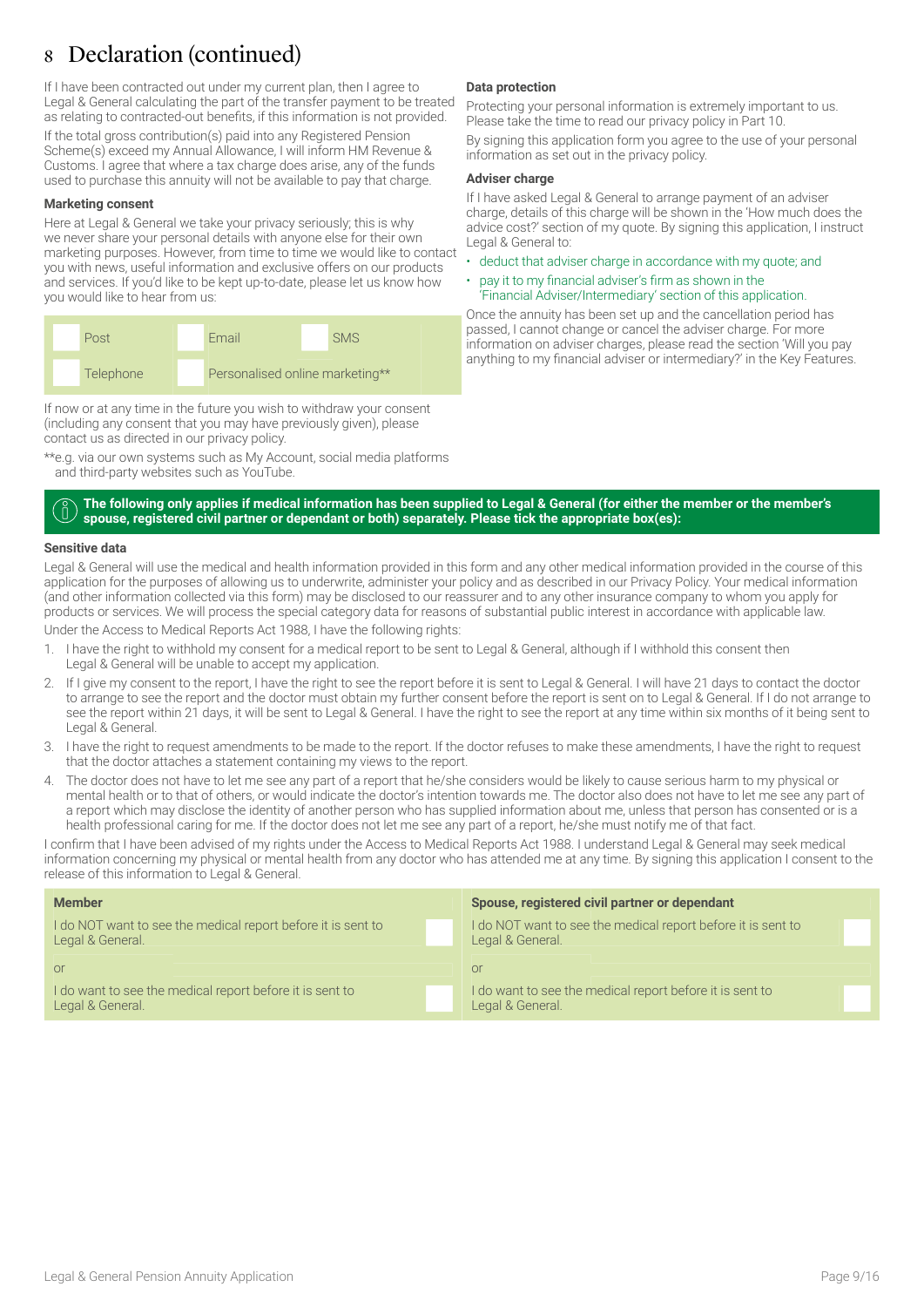# 8 Declaration (continued)

If I have been contracted out under my current plan, then I agree to Legal & General calculating the part of the transfer payment to be treated as relating to contracted-out benefits, if this information is not provided.

If the total gross contribution(s) paid into any Registered Pension Scheme(s) exceed my Annual Allowance, I will inform HM Revenue & Customs. I agree that where a tax charge does arise, any of the funds used to purchase this annuity will not be available to pay that charge.

### Marketing consent

Here at Legal & General we take your privacy seriously; this is why we never share your personal details with anyone else for their own marketing purposes. However, from time to time we would like to contact you with news, useful information and exclusive offers on our products and services. If you'd like to be kept up-to-date, please let us know how you would like to hear from us:

| | | | | | |
|---|---|---|---|---|---|
| ☐ | Post | ☐ | Email | ☐ | SMS |
| ☐ | Telephone | ☐ | Personalised online marketing** | | |

If now or at any time in the future you wish to withdraw your consent (including any consent that you may have previously given), please contact us as directed in our privacy policy.

**e.g. via our own systems such as My Account, social media platforms and third-party websites such as YouTube.

### Data protection

Protecting your personal information is extremely important to us. Please take the time to read our privacy policy in Part 10.

By signing this application form you agree to the use of your personal information as set out in the privacy policy.

### Adviser charge

If I have asked Legal & General to arrange payment of an adviser charge, details of this charge will be shown in the 'How much does the advice cost?' section of my quote. By signing this application, I instruct Legal & General to:

- deduct that adviser charge in accordance with my quote; and
- pay it to my financial adviser's firm as shown in the 'Financial Adviser/Intermediary' section of this application.

Once the annuity has been set up and the cancellation period has passed, I cannot change or cancel the adviser charge. For more information on adviser charges, please read the section 'Will you pay anything to my financial adviser or intermediary?' in the Key Features.

**The following only applies if medical information has been supplied to Legal & General (for either the member or the member's spouse, registered civil partner or dependant or both) separately. Please tick the appropriate box(es):**

### Sensitive data

Legal & General will use the medical and health information provided in this form and any other medical information provided in the course of this application for the purposes of allowing us to underwrite, administer your policy and as described in our Privacy Policy. Your medical information (and other information collected via this form) may be disclosed to our reassurer and to any other insurance company to whom you apply for products or services. We will process the special category data for reasons of substantial public interest in accordance with applicable law.

Under the Access to Medical Reports Act 1988, I have the following rights:

1. I have the right to withhold my consent for a medical report to be sent to Legal & General, although if I withhold this consent then Legal & General will be unable to accept my application.
2. If I give my consent to the report, I have the right to see the report before it is sent to Legal & General. I will have 21 days to contact the doctor to arrange to see the report and the doctor must obtain my further consent before the report is sent on to Legal & General. If I do not arrange to see the report within 21 days, it will be sent to Legal & General. I have the right to see the report at any time within six months of it being sent to Legal & General.
3. I have the right to request amendments to be made to the report. If the doctor refuses to make these amendments, I have the right to request that the doctor attaches a statement containing my views to the report.
4. The doctor does not have to let me see any part of a report that he/she considers would be likely to cause serious harm to my physical or mental health or to that of others, or would indicate the doctor's intention towards me. The doctor also does not have to let me see any part of a report which may disclose the identity of another person who has supplied information about me, unless that person has consented or is a health professional caring for me. If the doctor does not let me see any part of a report, he/she must notify me of that fact.

I confirm that I have been advised of my rights under the Access to Medical Reports Act 1988. I understand Legal & General may seek medical information concerning my physical or mental health from any doctor who has attended me at any time. By signing this application I consent to the release of this information to Legal & General.

| Member | | Spouse, registered civil partner or dependant | |
|---|---|---|---|
| I do NOT want to see the medical report before it is sent to Legal & General. | ☐ | I do NOT want to see the medical report before it is sent to Legal & General. | ☐ |
| or | | or | |
| I do want to see the medical report before it is sent to Legal & General. | ☐ | I do want to see the medical report before it is sent to Legal & General. | ☐ |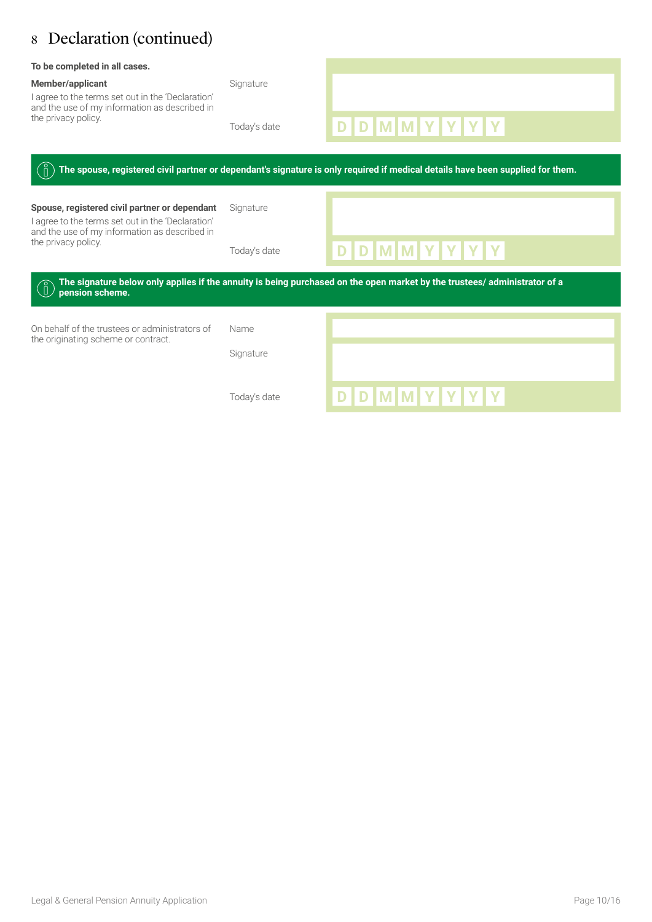## 8 Declaration (continued)

**To be completed in all cases.**

**Member/applicant**

I agree to the terms set out in the 'Declaration' and the use of my information as described in the privacy policy.

Signature

Today's date D D M M Y Y Y Y

**The spouse, registered civil partner or dependant's signature is only required if medical details have been supplied for them.**

**Spouse, registered civil partner or dependant**

I agree to the terms set out in the 'Declaration' and the use of my information as described in the privacy policy.

Signature

Today's date D D M M Y Y Y Y

**The signature below only applies if the annuity is being purchased on the open market by the trustees/ administrator of a pension scheme.**

On behalf of the trustees or administrators of the originating scheme or contract.

Name

Signature

Today's date D D M M Y Y Y Y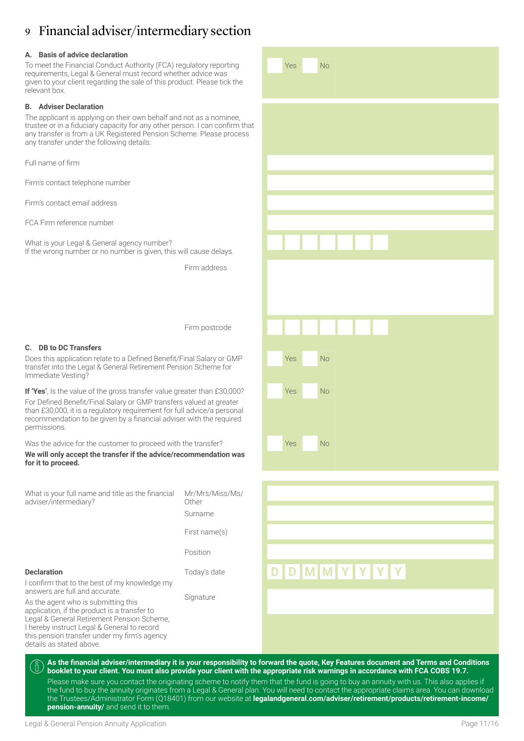# 9 Financial adviser/intermediary section

### A. Basis of advice declaration

To meet the Financial Conduct Authority (FCA) regulatory reporting requirements, Legal & General must record whether advice was given to your client regarding the sale of this product. Please tick the relevant box.

Yes No

### B. Adviser Declaration

The applicant is applying on their own behalf and not as a nominee, trustee or in a fiduciary capacity for any other person. I can confirm that any transfer is from a UK Registered Pension Scheme. Please process any transfer under the following details:

Full name of firm

Firm's contact telephone number

Firm's contact email address

FCA Firm reference number

What is your Legal & General agency number?
If the wrong number or no number is given, this will cause delays.

Firm address

Firm postcode

### C. DB to DC Transfers

Does this application relate to a Defined Benefit/Final Salary or GMP transfer into the Legal & General Retirement Pension Scheme for Immediate Vesting?

Yes No

**If 'Yes'**, Is the value of the gross transfer value greater than £30,000?

Yes No

For Defined Benefit/Final Salary or GMP transfers valued at greater than £30,000, it is a regulatory requirement for full advice/a personal recommendation to be given by a financial adviser with the required permissions.

Was the advice for the customer to proceed with the transfer?

Yes No

**We will only accept the transfer if the advice/recommendation was for it to proceed.**

What is your full name and title as the financial adviser/intermediary?

Mr/Mrs/Miss/Ms/Other

Surname

First name(s)

Position

**Declaration**

I confirm that to the best of my knowledge my answers are full and accurate.

As the agent who is submitting this application, if the product is a transfer to Legal & General Retirement Pension Scheme, I hereby instruct Legal & General to record this pension transfer under my firm's agency details as stated above.

Today's date D D M M Y Y Y Y

Signature

**As the financial adviser/intermediary it is your responsibility to forward the quote, Key Features document and Terms and Conditions booklet to your client. You must also provide your client with the appropriate risk warnings in accordance with FCA COBS 19.7.**

Please make sure you contact the originating scheme to notify them that the fund is going to buy an annuity with us. This also applies if the fund to buy the annuity originates from a Legal & General plan. You will need to contact the appropriate claims area. You can download the Trustees/Administrator Form (Q18401) from our website at **legalandgeneral.com/adviser/retirement/products/retirement-income/pension-annuity/** and send it to them.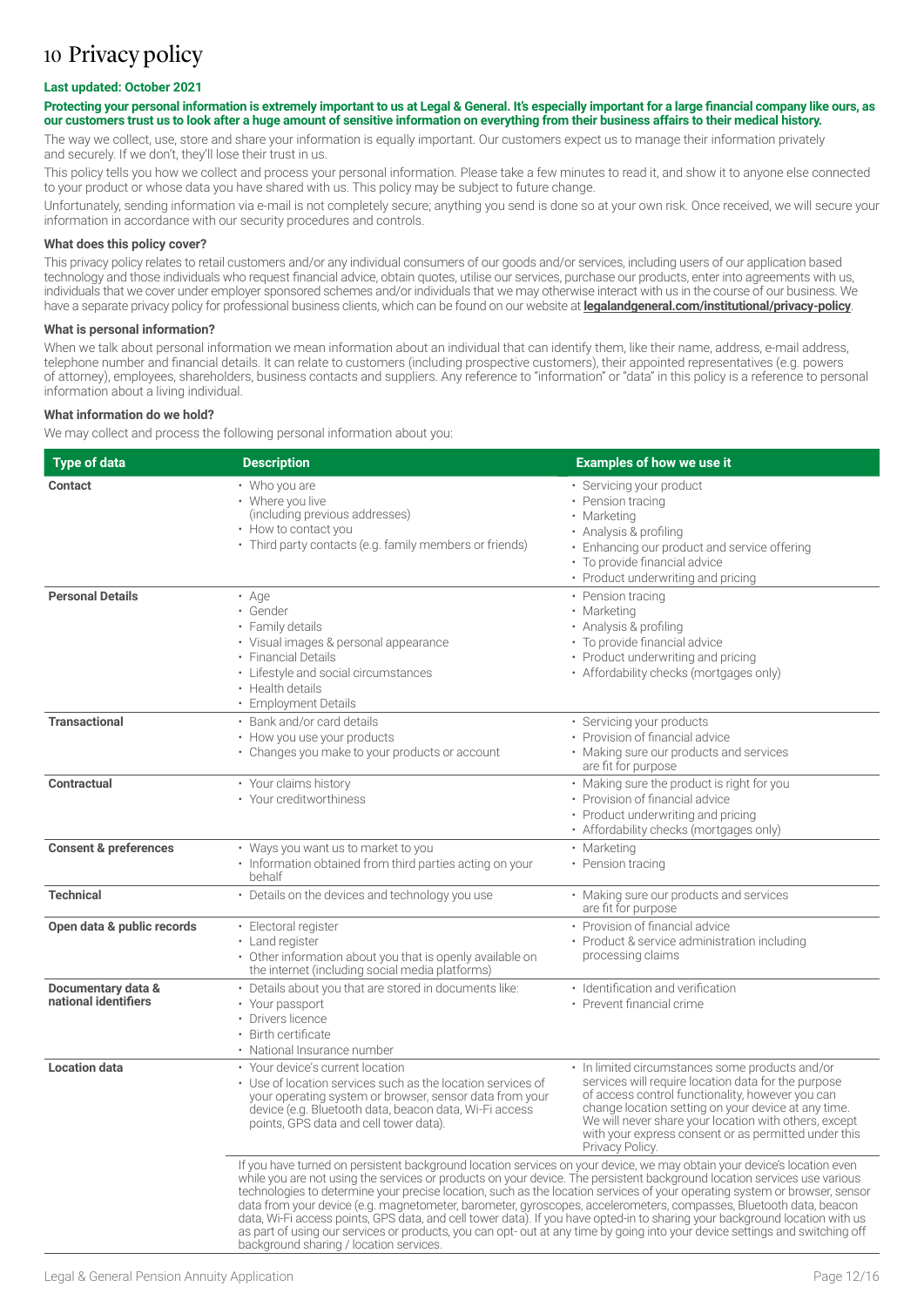# 10 Privacy policy

**Last updated: October 2021**

**Protecting your personal information is extremely important to us at Legal & General. It's especially important for a large financial company like ours, as our customers trust us to look after a huge amount of sensitive information on everything from their business affairs to their medical history.**

The way we collect, use, store and share your information is equally important. Our customers expect us to manage their information privately and securely. If we don't, they'll lose their trust in us.

This policy tells you how we collect and process your personal information. Please take a few minutes to read it, and show it to anyone else connected to your product or whose data you have shared with us. This policy may be subject to future change.

Unfortunately, sending information via e-mail is not completely secure; anything you send is done so at your own risk. Once received, we will secure your information in accordance with our security procedures and controls.

### What does this policy cover?

This privacy policy relates to retail customers and/or any individual consumers of our goods and/or services, including users of our application based technology and those individuals who request financial advice, obtain quotes, utilise our services, purchase our products, enter into agreements with us, individuals that we cover under employer sponsored schemes and/or individuals that we may otherwise interact with us in the course of our business. We have a separate privacy policy for professional business clients, which can be found on our website at **legalandgeneral.com/institutional/privacy-policy**.

### What is personal information?

When we talk about personal information we mean information about an individual that can identify them, like their name, address, e-mail address, telephone number and financial details. It can relate to customers (including prospective customers), their appointed representatives (e.g. powers of attorney), employees, shareholders, business contacts and suppliers. Any reference to "information" or "data" in this policy is a reference to personal information about a living individual.

### What information do we hold?

We may collect and process the following personal information about you:

| Type of data | Description | Examples of how we use it |
|---|---|---|
| **Contact** | • Who you are<br>• Where you live (including previous addresses)<br>• How to contact you<br>• Third party contacts (e.g. family members or friends) | • Servicing your product<br>• Pension tracing<br>• Marketing<br>• Analysis & profiling<br>• Enhancing our product and service offering<br>• To provide financial advice<br>• Product underwriting and pricing |
| **Personal Details** | • Age<br>• Gender<br>• Family details<br>• Visual images & personal appearance<br>• Financial Details<br>• Lifestyle and social circumstances<br>• Health details<br>• Employment Details | • Pension tracing<br>• Marketing<br>• Analysis & profiling<br>• To provide financial advice<br>• Product underwriting and pricing<br>• Affordability checks (mortgages only) |
| **Transactional** | • Bank and/or card details<br>• How you use your products<br>• Changes you make to your products or account | • Servicing your products<br>• Provision of financial advice<br>• Making sure our products and services are fit for purpose |
| **Contractual** | • Your claims history<br>• Your creditworthiness | • Making sure the product is right for you<br>• Provision of financial advice<br>• Product underwriting and pricing<br>• Affordability checks (mortgages only) |
| **Consent & preferences** | • Ways you want us to market to you<br>• Information obtained from third parties acting on your behalf | • Marketing<br>• Pension tracing |
| **Technical** | • Details on the devices and technology you use | • Making sure our products and services are fit for purpose |
| **Open data & public records** | • Electoral register<br>• Land register<br>• Other information about you that is openly available on the internet (including social media platforms) | • Provision of financial advice<br>• Product & service administration including processing claims |
| **Documentary data & national identifiers** | • Details about you that are stored in documents like:<br>• Your passport<br>• Drivers licence<br>• Birth certificate<br>• National Insurance number | • Identification and verification<br>• Prevent financial crime |
| **Location data** | • Your device's current location<br>• Use of location services such as the location services of your operating system or browser, sensor data from your device (e.g. Bluetooth data, beacon data, Wi-Fi access points, GPS data and cell tower data). | • In limited circumstances some products and/or services will require location data for the purpose of access control functionality, however you can change location setting on your device at any time. We will never share your location with others, except with your express consent or as permitted under this Privacy Policy. |
| | If you have turned on persistent background location services on your device, we may obtain your device's location even while you are not using the services or products on your device. The persistent background location services use various technologies to determine your precise location, such as the location services of your operating system or browser, sensor data from your device (e.g. magnetometer, barometer, gyroscopes, accelerometers, compasses, Bluetooth data, beacon data, Wi-Fi access points, GPS data, and cell tower data). If you have opted-in to sharing your background location with us as part of using our services or products, you can opt- out at any time by going into your device settings and switching off background sharing / location services. | |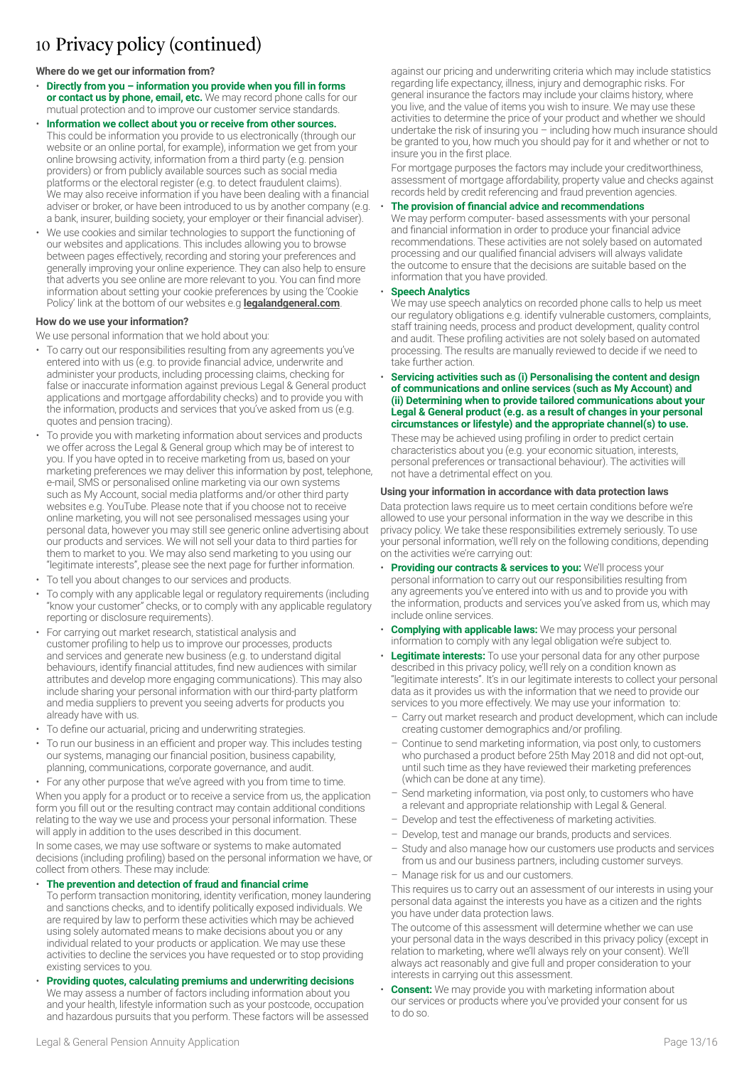# 10 Privacy policy (continued)

**Where do we get our information from?**

- **Directly from you – information you provide when you fill in forms or contact us by phone, email, etc.** We may record phone calls for our mutual protection and to improve our customer service standards.
- **Information we collect about you or receive from other sources.** This could be information you provide to us electronically (through our website or an online portal, for example), information we get from your online browsing activity, information from a third party (e.g. pension providers) or from publicly available sources such as social media platforms or the electoral register (e.g. to detect fraudulent claims). We may also receive information if you have been dealing with a financial adviser or broker, or have been introduced to us by another company (e.g. a bank, insurer, building society, your employer or their financial adviser).
- We use cookies and similar technologies to support the functioning of our websites and applications. This includes allowing you to browse between pages effectively, recording and storing your preferences and generally improving your online experience. They can also help to ensure that adverts you see online are more relevant to you. You can find more information about setting your cookie preferences by using the 'Cookie Policy' link at the bottom of our websites e.g **legalandgeneral.com**.

**How do we use your information?**

We use personal information that we hold about you:

- To carry out our responsibilities resulting from any agreements you've entered into with us (e.g. to provide financial advice, underwrite and administer your products, including processing claims, checking for false or inaccurate information against previous Legal & General product applications and mortgage affordability checks) and to provide you with the information, products and services that you've asked from us (e.g. quotes and pension tracing).
- To provide you with marketing information about services and products we offer across the Legal & General group which may be of interest to you. If you have opted in to receive marketing from us, based on your marketing preferences we may deliver this information by post, telephone, e-mail, SMS or personalised online marketing via our own systems such as My Account, social media platforms and/or other third party websites e.g. YouTube. Please note that if you choose not to receive online marketing, you will not see personalised messages using your personal data, however you may still see generic online advertising about our products and services. We will not sell your data to third parties for them to market to you. We may also send marketing to you using our "legitimate interests", please see the next page for further information.
- To tell you about changes to our services and products.
- To comply with any applicable legal or regulatory requirements (including "know your customer" checks, or to comply with any applicable regulatory reporting or disclosure requirements).
- For carrying out market research, statistical analysis and customer profiling to help us to improve our services, products and services and generate new business (e.g. to understand digital behaviours, identify financial attitudes, find new audiences with similar attributes and develop more engaging communications). This may also include sharing your personal information with our third-party platform and media suppliers to prevent you seeing adverts for products you already have with us.
- To define our actuarial, pricing and underwriting strategies.
- To run our business in an efficient and proper way. This includes testing our systems, managing our financial position, business capability, planning, communications, corporate governance, and audit.
- For any other purpose that we've agreed with you from time to time.

When you apply for a product or to receive a service from us, the application form you fill out or the resulting contract may contain additional conditions relating to the way we use and process your personal information. These will apply in addition to the uses described in this document.

In some cases, we may use software or systems to make automated decisions (including profiling) based on the personal information we have, or collect from others. These may include:

- **The prevention and detection of fraud and financial crime**
  To perform transaction monitoring, identity verification, money laundering and sanctions checks, and to identify politically exposed individuals. We are required by law to perform these activities which may be achieved using solely automated means to make decisions about you or any individual related to your products or application. We may use these activities to decline the services you have requested or to stop providing existing services to you.
- **Providing quotes, calculating premiums and underwriting decisions**
  We may assess a number of factors including information about you and your health, lifestyle information such as your postcode, occupation and hazardous pursuits that you perform. These factors will be assessed against our pricing and underwriting criteria which may include statistics regarding life expectancy, illness, injury and demographic risks. For general insurance the factors may include your claims history, where you live, and the value of items you wish to insure. We may use these activities to determine the price of your product and whether we should undertake the risk of insuring you – including how much insurance should be granted to you, how much you should pay for it and whether or not to insure you in the first place.
  For mortgage purposes the factors may include your creditworthiness, assessment of mortgage affordability, property value and checks against records held by credit referencing and fraud prevention agencies.
- **The provision of financial advice and recommendations**
  We may perform computer- based assessments with your personal and financial information in order to produce your financial advice recommendations. These activities are not solely based on automated processing and our qualified financial advisers will always validate the outcome to ensure that the decisions are suitable based on the information that you have provided.
- **Speech Analytics**
  We may use speech analytics on recorded phone calls to help us meet our regulatory obligations e.g. identify vulnerable customers, complaints, staff training needs, process and product development, quality control and audit. These profiling activities are not solely based on automated processing. The results are manually reviewed to decide if we need to take further action.
- **Servicing activities such as (i) Personalising the content and design of communications and online services (such as My Account) and (ii) Determining when to provide tailored communications about your Legal & General product (e.g. as a result of changes in your personal circumstances or lifestyle) and the appropriate channel(s) to use.**
  These may be achieved using profiling in order to predict certain characteristics about you (e.g. your economic situation, interests, personal preferences or transactional behaviour). The activities will not have a detrimental effect on you.

**Using your information in accordance with data protection laws**

Data protection laws require us to meet certain conditions before we're allowed to use your personal information in the way we describe in this privacy policy. We take these responsibilities extremely seriously. To use your personal information, we'll rely on the following conditions, depending on the activities we're carrying out:

- **Providing our contracts & services to you:** We'll process your personal information to carry out our responsibilities resulting from any agreements you've entered into with us and to provide you with the information, products and services you've asked from us, which may include online services.
- **Complying with applicable laws:** We may process your personal information to comply with any legal obligation we're subject to.
- **Legitimate interests:** To use your personal data for any other purpose described in this privacy policy, we'll rely on a condition known as "legitimate interests". It's in our legitimate interests to collect your personal data as it provides us with the information that we need to provide our services to you more effectively. We may use your information to:
  - Carry out market research and product development, which can include creating customer demographics and/or profiling.
  - Continue to send marketing information, via post only, to customers who purchased a product before 25th May 2018 and did not opt-out, until such time as they have reviewed their marketing preferences (which can be done at any time).
  - Send marketing information, via post only, to customers who have a relevant and appropriate relationship with Legal & General.
  - Develop and test the effectiveness of marketing activities.
  - Develop, test and manage our brands, products and services.
  - Study and also manage how our customers use products and services from us and our business partners, including customer surveys.
  - Manage risk for us and our customers.

  This requires us to carry out an assessment of our interests in using your personal data against the interests you have as a citizen and the rights you have under data protection laws.

  The outcome of this assessment will determine whether we can use your personal data in the ways described in this privacy policy (except in relation to marketing, where we'll always rely on your consent). We'll always act reasonably and give full and proper consideration to your interests in carrying out this assessment.
- **Consent:** We may provide you with marketing information about our services or products where you've provided your consent for us to do so.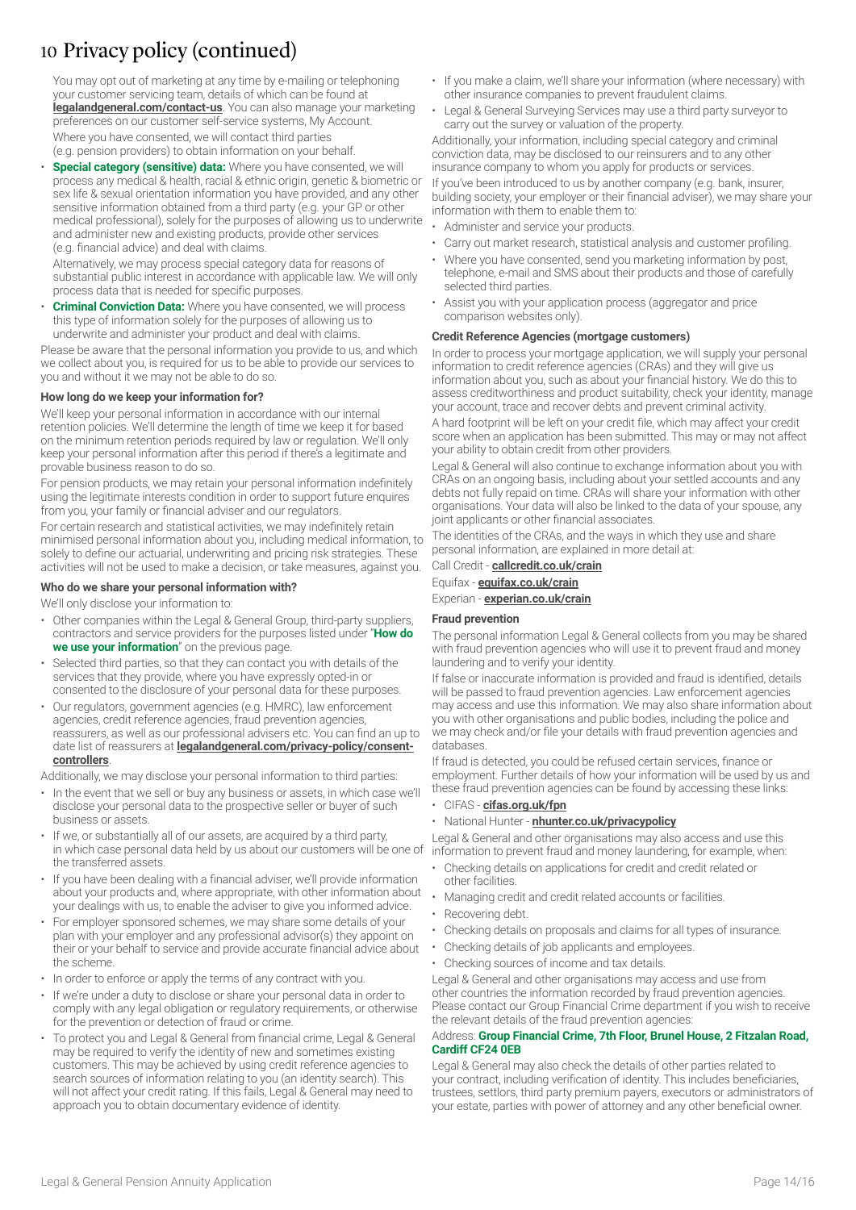# 10 Privacy policy (continued)

You may opt out of marketing at any time by e-mailing or telephoning our customer servicing team, details of which can be found at **legalandgeneral.com/contact-us**. You can also manage your marketing preferences on our customer self-service systems, My Account.

Where you have consented, we will contact third parties (e.g. pension providers) to obtain information on your behalf.

- **Special category (sensitive) data:** Where you have consented, we will process any medical & health, racial & ethnic origin, genetic & biometric or sex life & sexual orientation information you have provided, and any other sensitive information obtained from a third party (e.g. your GP or other medical professional), solely for the purposes of allowing us to underwrite and administer new and existing products, provide other services (e.g. financial advice) and deal with claims.

  Alternatively, we may process special category data for reasons of substantial public interest in accordance with applicable law. We will only process data that is needed for specific purposes.
- **Criminal Conviction Data:** Where you have consented, we will process this type of information solely for the purposes of allowing us to underwrite and administer your product and deal with claims.

Please be aware that the personal information you provide to us, and which we collect about you, is required for us to be able to provide our services to you and without it we may not be able to do so.

**How long do we keep your information for?**

We'll keep your personal information in accordance with our internal retention policies. We'll determine the length of time we keep it for based on the minimum retention periods required by law or regulation. We'll only keep your personal information after this period if there's a legitimate and provable business reason to do so.

For pension products, we may retain your personal information indefinitely using the legitimate interests condition in order to support future enquires from you, your family or financial adviser and our regulators.

For certain research and statistical activities, we may indefinitely retain minimised personal information about you, including medical information, to solely to define our actuarial, underwriting and pricing risk strategies. These activities will not be used to make a decision, or take measures, against you.

**Who do we share your personal information with?**

We'll only disclose your information to:

- Other companies within the Legal & General Group, third-party suppliers, contractors and service providers for the purposes listed under "**How do we use your information**" on the previous page.
- Selected third parties, so that they can contact you with details of the services that they provide, where you have expressly opted-in or consented to the disclosure of your personal data for these purposes.
- Our regulators, government agencies (e.g. HMRC), law enforcement agencies, credit reference agencies, fraud prevention agencies, reassurers, as well as our professional advisers etc. You can find an up to date list of reassurers at **legalandgeneral.com/privacy-policy/consent-controllers**.

Additionally, we may disclose your personal information to third parties:

- In the event that we sell or buy any business or assets, in which case we'll disclose your personal data to the prospective seller or buyer of such business or assets.
- If we, or substantially all of our assets, are acquired by a third party, in which case personal data held by us about our customers will be one of the transferred assets.
- If you have been dealing with a financial adviser, we'll provide information about your products and, where appropriate, with other information about your dealings with us, to enable the adviser to give you informed advice.
- For employer sponsored schemes, we may share some details of your plan with your employer and any professional advisor(s) they appoint on their or your behalf to service and provide accurate financial advice about the scheme.
- In order to enforce or apply the terms of any contract with you.
- If we're under a duty to disclose or share your personal data in order to comply with any legal obligation or regulatory requirements, or otherwise for the prevention or detection of fraud or crime.
- To protect you and Legal & General from financial crime, Legal & General may be required to verify the identity of new and sometimes existing customers. This may be achieved by using credit reference agencies to search sources of information relating to you (an identity search). This will not affect your credit rating. If this fails, Legal & General may need to approach you to obtain documentary evidence of identity.
- If you make a claim, we'll share your information (where necessary) with other insurance companies to prevent fraudulent claims.
- Legal & General Surveying Services may use a third party surveyor to carry out the survey or valuation of the property.

Additionally, your information, including special category and criminal conviction data, may be disclosed to our reinsurers and to any other insurance company to whom you apply for products or services.

If you've been introduced to us by another company (e.g. bank, insurer, building society, your employer or their financial adviser), we may share your information with them to enable them to:

- Administer and service your products.
- Carry out market research, statistical analysis and customer profiling.
- Where you have consented, send you marketing information by post, telephone, e-mail and SMS about their products and those of carefully selected third parties.
- Assist you with your application process (aggregator and price comparison websites only).

**Credit Reference Agencies (mortgage customers)**

In order to process your mortgage application, we will supply your personal information to credit reference agencies (CRAs) and they will give us information about you, such as about your financial history. We do this to assess creditworthiness and product suitability, check your identity, manage your account, trace and recover debts and prevent criminal activity.

A hard footprint will be left on your credit file, which may affect your credit score when an application has been submitted. This may or may not affect your ability to obtain credit from other providers.

Legal & General will also continue to exchange information about you with CRAs on an ongoing basis, including about your settled accounts and any debts not fully repaid on time. CRAs will share your information with other organisations. Your data will also be linked to the data of your spouse, any joint applicants or other financial associates.

The identities of the CRAs, and the ways in which they use and share personal information, are explained in more detail at:

Call Credit - **callcredit.co.uk/crain**

Equifax - **equifax.co.uk/crain**

Experian - **experian.co.uk/crain**

**Fraud prevention**

The personal information Legal & General collects from you may be shared with fraud prevention agencies who will use it to prevent fraud and money laundering and to verify your identity.

If false or inaccurate information is provided and fraud is identified, details will be passed to fraud prevention agencies. Law enforcement agencies may access and use this information. We may also share information about you with other organisations and public bodies, including the police and we may check and/or file your details with fraud prevention agencies and databases.

If fraud is detected, you could be refused certain services, finance or employment. Further details of how your information will be used by us and these fraud prevention agencies can be found by accessing these links:

- CIFAS - **cifas.org.uk/fpn**
- National Hunter - **nhunter.co.uk/privacypolicy**

Legal & General and other organisations may also access and use this information to prevent fraud and money laundering, for example, when:

- Checking details on applications for credit and credit related or other facilities.
- Managing credit and credit related accounts or facilities.
- Recovering debt.
- Checking details on proposals and claims for all types of insurance.
- Checking details of job applicants and employees.
- Checking sources of income and tax details.

Legal & General and other organisations may access and use from other countries the information recorded by fraud prevention agencies. Please contact our Group Financial Crime department if you wish to receive the details of the fraud prevention agencies:

Address: **Group Financial Crime, 7th Floor, Brunel House, 2 Fitzalan Road, Cardiff CF24 0EB**

Legal & General may also check the details of other parties related to your contract, including verification of identity. This includes beneficiaries, trustees, settlors, third party premium payers, executors or administrators of your estate, parties with power of attorney and any other beneficial owner.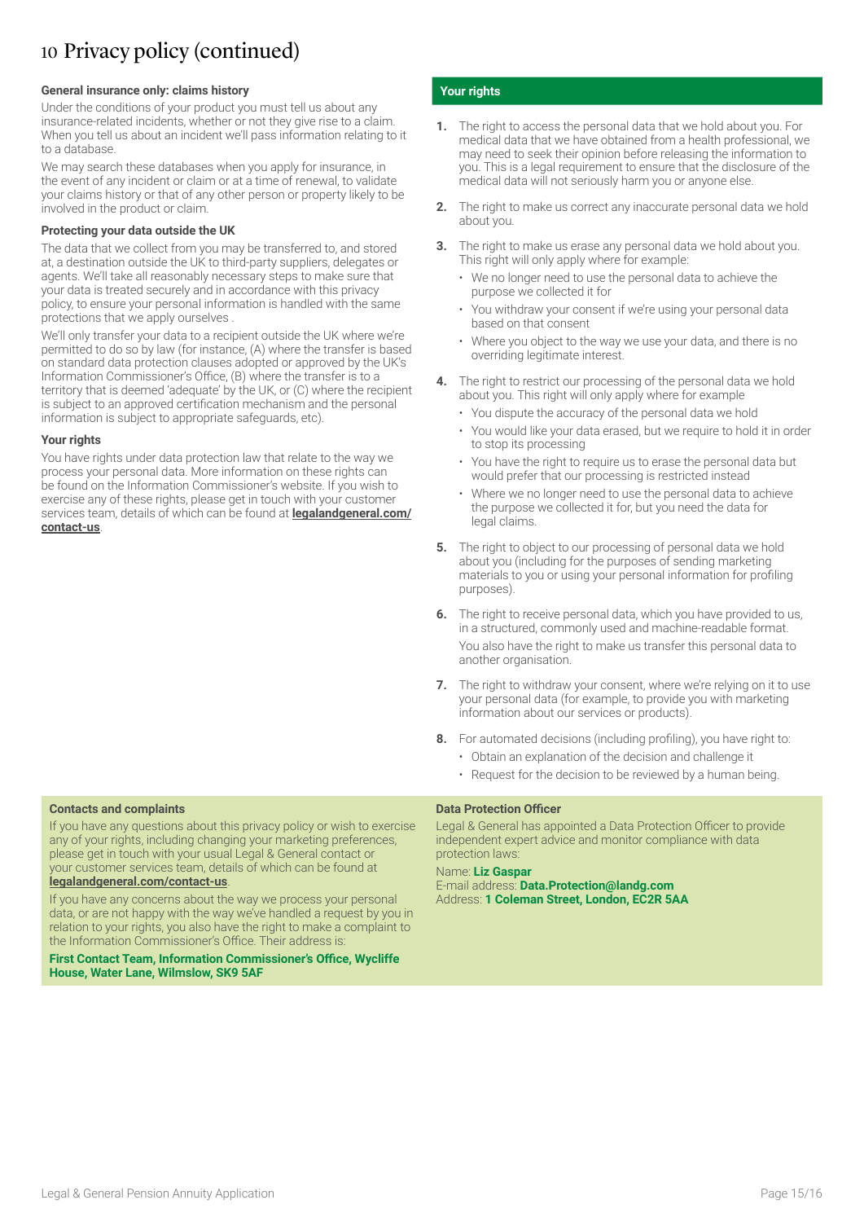# 10 Privacy policy (continued)

**General insurance only: claims history**

Under the conditions of your product you must tell us about any insurance-related incidents, whether or not they give rise to a claim. When you tell us about an incident we'll pass information relating to it to a database.

We may search these databases when you apply for insurance, in the event of any incident or claim or at a time of renewal, to validate your claims history or that of any other person or property likely to be involved in the product or claim.

**Protecting your data outside the UK**

The data that we collect from you may be transferred to, and stored at, a destination outside the UK to third-party suppliers, delegates or agents. We'll take all reasonably necessary steps to make sure that your data is treated securely and in accordance with this privacy policy, to ensure your personal information is handled with the same protections that we apply ourselves .

We'll only transfer your data to a recipient outside the UK where we're permitted to do so by law (for instance, (A) where the transfer is based on standard data protection clauses adopted or approved by the UK's Information Commissioner's Office, (B) where the transfer is to a territory that is deemed 'adequate' by the UK, or (C) where the recipient is subject to an approved certification mechanism and the personal information is subject to appropriate safeguards, etc).

**Your rights**

You have rights under data protection law that relate to the way we process your personal data. More information on these rights can be found on the Information Commissioner's website. If you wish to exercise any of these rights, please get in touch with your customer services team, details of which can be found at **legalandgeneral.com/contact-us**.

## Your rights

1. The right to access the personal data that we hold about you. For medical data that we have obtained from a health professional, we may need to seek their opinion before releasing the information to you. This is a legal requirement to ensure that the disclosure of the medical data will not seriously harm you or anyone else.
2. The right to make us correct any inaccurate personal data we hold about you.
3. The right to make us erase any personal data we hold about you. This right will only apply where for example:
   - We no longer need to use the personal data to achieve the purpose we collected it for
   - You withdraw your consent if we're using your personal data based on that consent
   - Where you object to the way we use your data, and there is no overriding legitimate interest.
4. The right to restrict our processing of the personal data we hold about you. This right will only apply where for example
   - You dispute the accuracy of the personal data we hold
   - You would like your data erased, but we require to hold it in order to stop its processing
   - You have the right to require us to erase the personal data but would prefer that our processing is restricted instead
   - Where we no longer need to use the personal data to achieve the purpose we collected it for, but you need the data for legal claims.
5. The right to object to our processing of personal data we hold about you (including for the purposes of sending marketing materials to you or using your personal information for profiling purposes).
6. The right to receive personal data, which you have provided to us, in a structured, commonly used and machine-readable format.

   You also have the right to make us transfer this personal data to another organisation.
7. The right to withdraw your consent, where we're relying on it to use your personal data (for example, to provide you with marketing information about our services or products).
8. For automated decisions (including profiling), you have right to:
   - Obtain an explanation of the decision and challenge it
   - Request for the decision to be reviewed by a human being.

**Contacts and complaints**

If you have any questions about this privacy policy or wish to exercise any of your rights, including changing your marketing preferences, please get in touch with your usual Legal & General contact or your customer services team, details of which can be found at **legalandgeneral.com/contact-us**.

If you have any concerns about the way we process your personal data, or are not happy with the way we've handled a request by you in relation to your rights, you also have the right to make a complaint to the Information Commissioner's Office. Their address is:

**First Contact Team, Information Commissioner's Office, Wycliffe House, Water Lane, Wilmslow, SK9 5AF**

**Data Protection Officer**

Legal & General has appointed a Data Protection Officer to provide independent expert advice and monitor compliance with data protection laws:

Name: **Liz Gaspar**
E-mail address: **Data.Protection@landg.com**
Address: **1 Coleman Street, London, EC2R 5AA**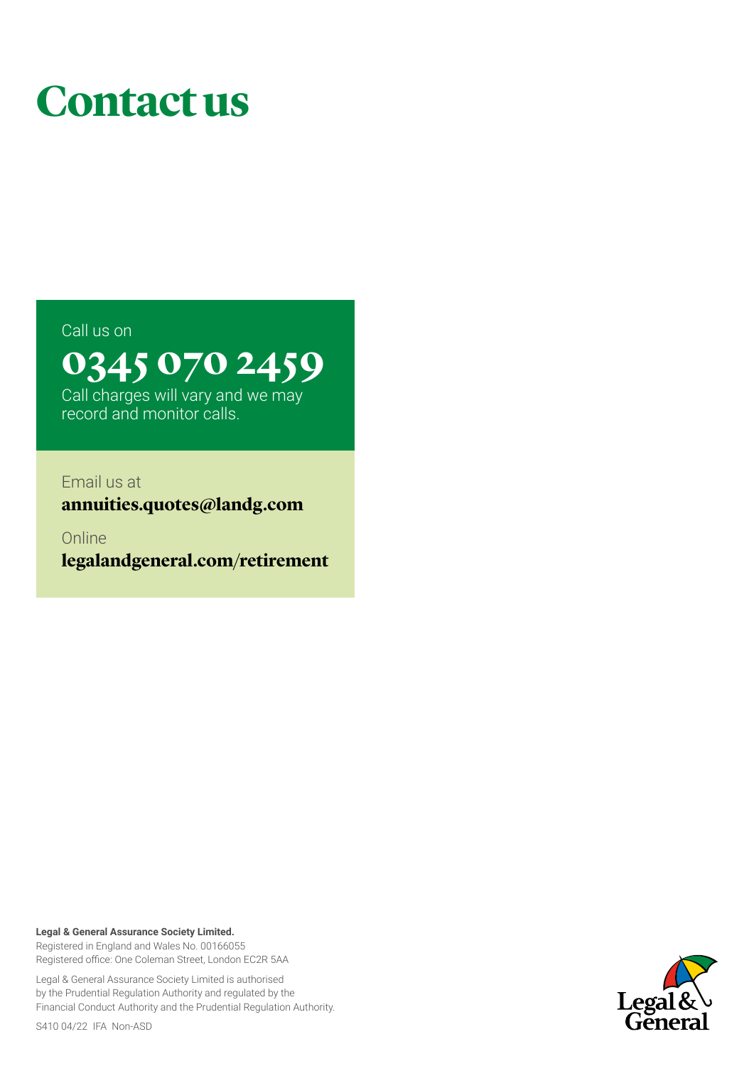# Contact us

Call us on

**0345 070 2459**

Call charges will vary and we may record and monitor calls.

Email us at

**annuities.quotes@landg.com**

Online

**legalandgeneral.com/retirement**

**Legal & General Assurance Society Limited.**
Registered in England and Wales No. 00166055
Registered office: One Coleman Street, London EC2R 5AA

Legal & General Assurance Society Limited is authorised by the Prudential Regulation Authority and regulated by the Financial Conduct Authority and the Prudential Regulation Authority.

S410 04/22 IFA Non-ASD